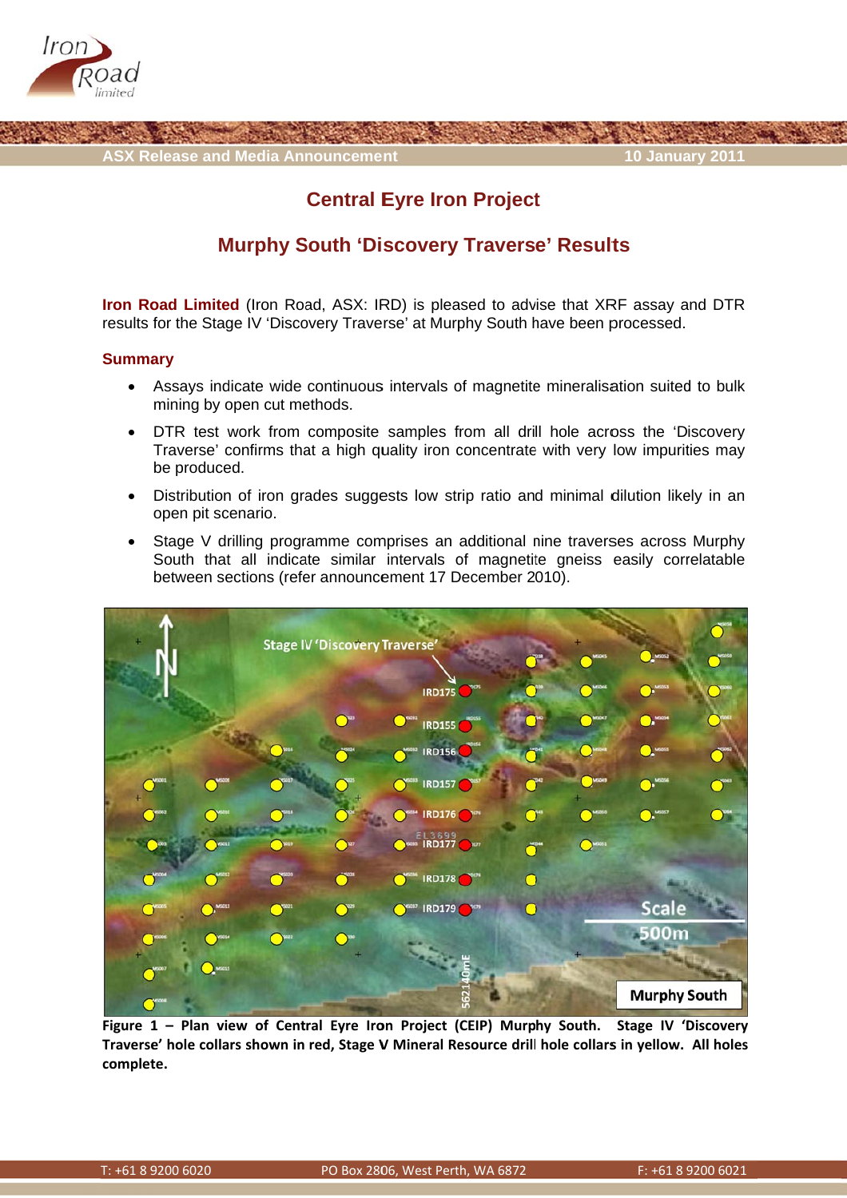ASX Release and Media Announcement

10 January 2011

# Central Eyre Iron Project

## Murphy South 'Discovery Traverse' Results

**Iron Road Limited** (Iron Road, ASX: IRD) is pleased to advise that XRF assay and DTR results for the Stage IV 'Discovery Traverse' at Murphy South have been processed.

### Summary

- Assays indicate wide continuous intervals of magnetite mineralisation suited to bulk mining by open cut methods.
- DTR test work from composite samples from all drill hole across the 'Discovery Traverse' confirms that a high quality iron concentrate with very low impurities may be produced.
- Distribution of iron grades suggests low strip ratio and minimal dilution likely in an open pit scenario.
- Stage V drilling programme comprises an additional nine traverses across Murphy South that all indicate similar intervals of magnetite gneiss easily correlatable between sections (refer announcement 17 December 2010).

**Figure 1 – Plan view of Central Eyre Iron Project (CEIP) Murphy South. Stage IV 'Discovery Traverse' hole collars shown in red, Stage V Mineral Resource drill hole collars in yellow. All holes complete.**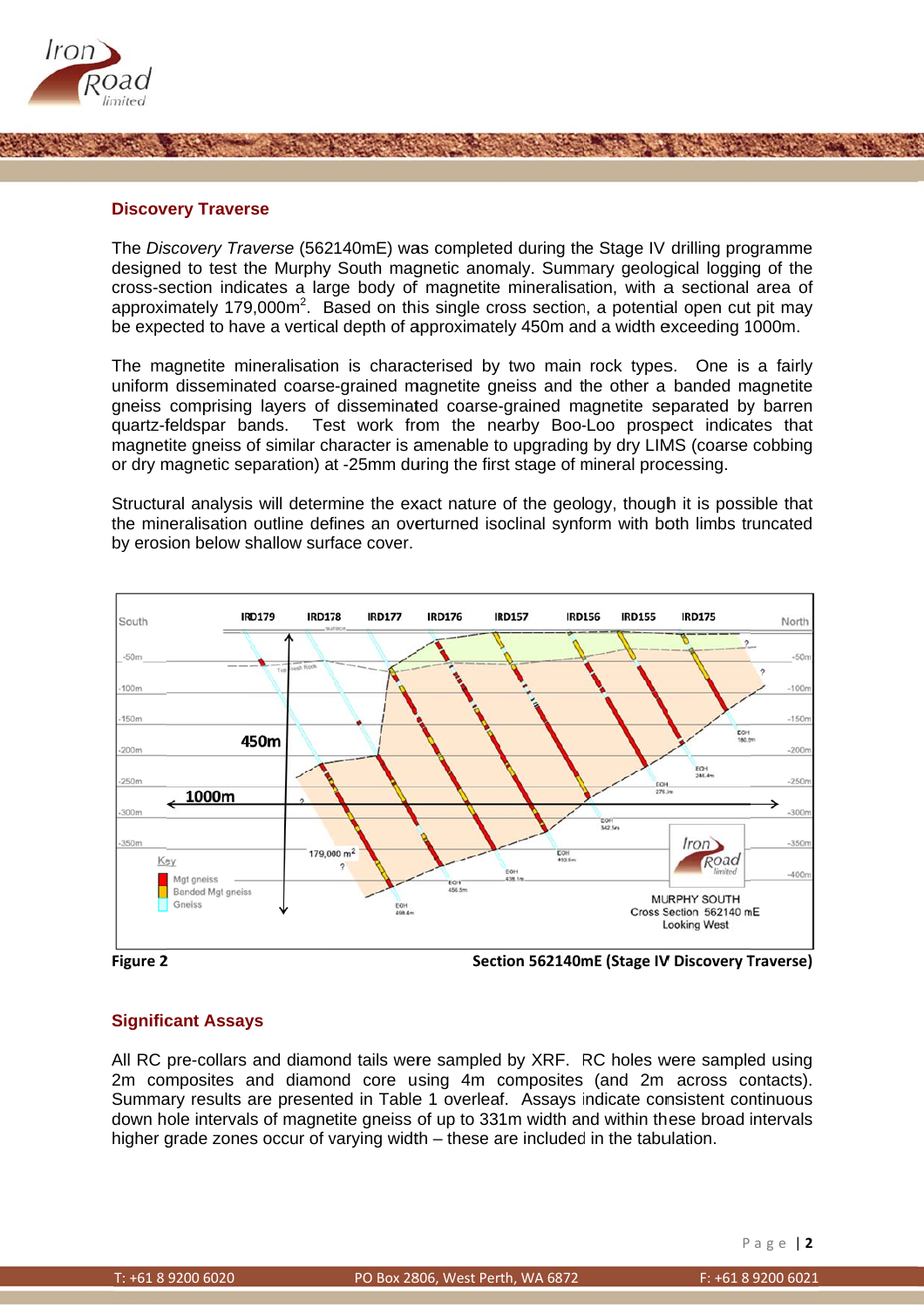## Discovery Traverse

The *Discovery Traverse* (562140mE) was completed during the Stage IV drilling programme designed to test the Murphy South magnetic anomaly. Summary geological logging of the cross-section indicates a large body of magnetite mineralisation, with a sectional area of approximately 179,000m$^2$. Based on this single cross section, a potential open cut pit may be expected to have a vertical depth of approximately 450m and a width exceeding 1000m.

The magnetite mineralisation is characterised by two main rock types. One is a fairly uniform disseminated coarse-grained magnetite gneiss and the other a banded magnetite gneiss comprising layers of disseminated coarse-grained magnetite separated by barren quartz-feldspar bands. Test work from the nearby Boo-Loo prospect indicates that magnetite gneiss of similar character is amenable to upgrading by dry LIMS (coarse cobbing or dry magnetic separation) at -25mm during the first stage of mineral processing.

Structural analysis will determine the exact nature of the geology, though it is possible that the mineralisation outline defines an overturned isoclinal synform with both limbs truncated by erosion below shallow surface cover.

**Figure 2** **Section 562140mE (Stage IV Discovery Traverse)**

## Significant Assays

All RC pre-collars and diamond tails were sampled by XRF. RC holes were sampled using 2m composites and diamond core using 4m composites (and 2m across contacts). Summary results are presented in Table 1 overleaf. Assays indicate consistent continuous down hole intervals of magnetite gneiss of up to 331m width and within these broad intervals higher grade zones occur of varying width – these are included in the tabulation.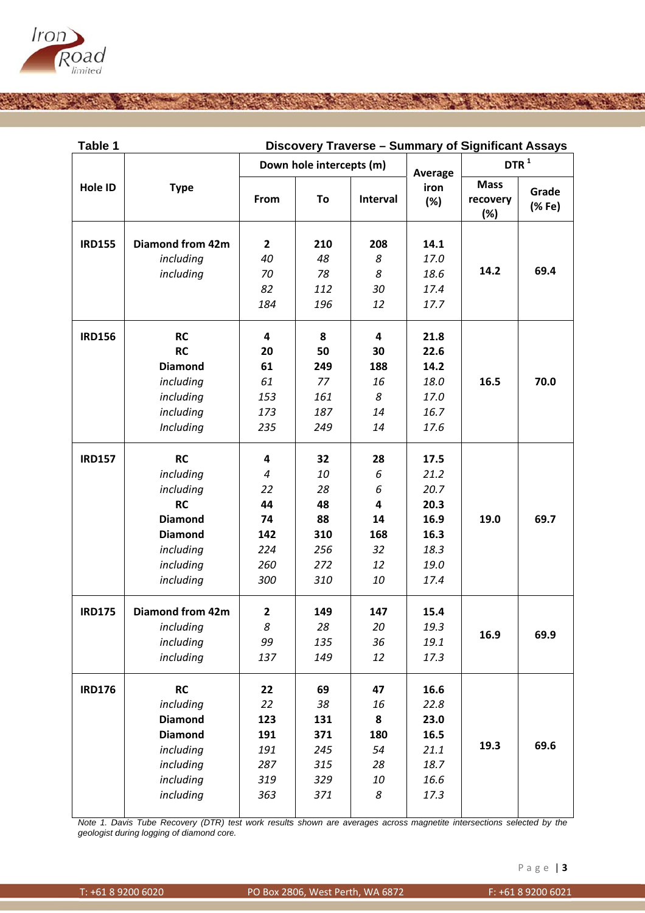**Table 1** **Discovery Traverse – Summary of Significant Assays**

| Hole ID | Type | Down hole intercepts (m) | | | Average iron (%) | DTR [1] | |
|---|---|---|---|---|---|---|---|
| | | From | To | Interval | | Mass recovery (%) | Grade (% Fe) |
| **IRD155** | **Diamond from 42m** | **2** | **210** | **208** | **14.1** | **14.2** | **69.4** |
| | *including* | *40* | *48* | *8* | *17.0* | | |
| | *including* | *70* | *78* | *8* | *18.6* | | |
| | | *82* | *112* | *30* | *17.4* | | |
| | | *184* | *196* | *12* | *17.7* | | |
| **IRD156** | **RC** | **4** | **8** | **4** | **21.8** | **16.5** | **70.0** |
| | **RC** | **20** | **50** | **30** | **22.6** | | |
| | **Diamond** | **61** | **249** | **188** | **14.2** | | |
| | *including* | *61* | *77* | *16* | *18.0* | | |
| | *including* | *153* | *161* | *8* | *17.0* | | |
| | *including* | *173* | *187* | *14* | *16.7* | | |
| | *Including* | *235* | *249* | *14* | *17.6* | | |
| **IRD157** | **RC** | **4** | **32** | **28** | **17.5** | **19.0** | **69.7** |
| | *including* | *4* | *10* | *6* | *21.2* | | |
| | *including* | *22* | *28* | *6* | *20.7* | | |
| | **RC** | **44** | **48** | **4** | **20.3** | | |
| | **Diamond** | **74** | **88** | **14** | **16.9** | | |
| | **Diamond** | **142** | **310** | **168** | **16.3** | | |
| | *including* | *224* | *256* | *32* | *18.3* | | |
| | *including* | *260* | *272* | *12* | *19.0* | | |
| | *including* | *300* | *310* | *10* | *17.4* | | |
| **IRD175** | **Diamond from 42m** | **2** | **149** | **147** | **15.4** | **16.9** | **69.9** |
| | *including* | *8* | *28* | *20* | *19.3* | | |
| | *including* | *99* | *135* | *36* | *19.1* | | |
| | *including* | *137* | *149* | *12* | *17.3* | | |
| **IRD176** | **RC** | **22** | **69** | **47** | **16.6** | **19.3** | **69.6** |
| | *including* | *22* | *38* | *16* | *22.8* | | |
| | **Diamond** | **123** | **131** | **8** | **23.0** | | |
| | **Diamond** | **191** | **371** | **180** | **16.5** | | |
| | *including* | *191* | *245* | *54* | *21.1* | | |
| | *including* | *287* | *315* | *28* | *18.7* | | |
| | *including* | *319* | *329* | *10* | *16.6* | | |
| | *including* | *363* | *371* | *8* | *17.3* | | |

*Note 1. Davis Tube Recovery (DTR) test work results shown are averages across magnetite intersections selected by the geologist during logging of diamond core.*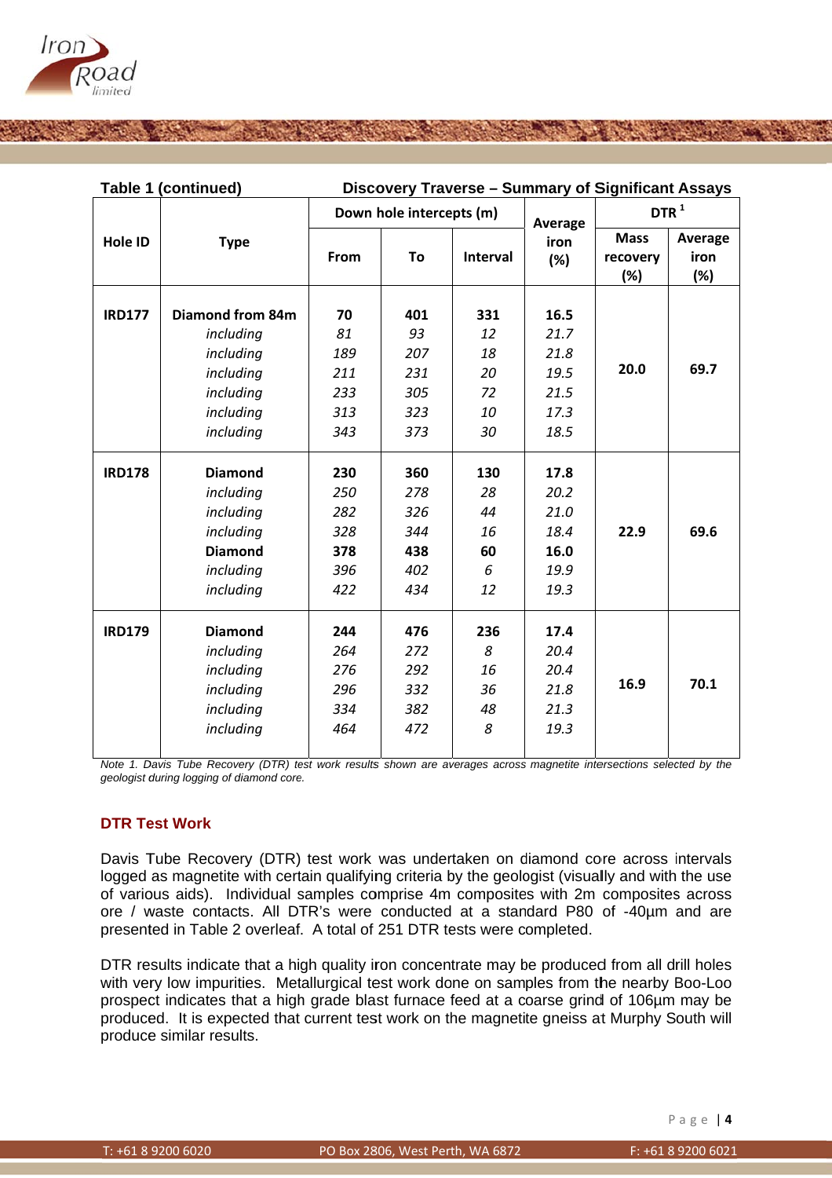**Table 1 (continued)** **Discovery Traverse – Summary of Significant Assays**

| Hole ID | Type | Down hole intercepts (m) | | | Average iron (%) | DTR [1] | |
|---|---|---|---|---|---|---|---|
| | | From | To | Interval | | Mass recovery (%) | Average iron (%) |
| **IRD177** | **Diamond from 84m** | **70** | **401** | **331** | **16.5** | **20.0** | **69.7** |
| | *including* | *81* | *93* | *12* | *21.7* | | |
| | *including* | *189* | *207* | *18* | *21.8* | | |
| | *including* | *211* | *231* | *20* | *19.5* | | |
| | *including* | *233* | *305* | *72* | *21.5* | | |
| | *including* | *313* | *323* | *10* | *17.3* | | |
| | *including* | *343* | *373* | *30* | *18.5* | | |
| **IRD178** | **Diamond** | **230** | **360** | **130** | **17.8** | **22.9** | **69.6** |
| | *including* | *250* | *278* | *28* | *20.2* | | |
| | *including* | *282* | *326* | *44* | *21.0* | | |
| | *including* | *328* | *344* | *16* | *18.4* | | |
| | **Diamond** | **378** | **438** | **60** | **16.0** | | |
| | *including* | *396* | *402* | *6* | *19.9* | | |
| | *including* | *422* | *434* | *12* | *19.3* | | |
| **IRD179** | **Diamond** | **244** | **476** | **236** | **17.4** | **16.9** | **70.1** |
| | *including* | *264* | *272* | *8* | *20.4* | | |
| | *including* | *276* | *292* | *16* | *20.4* | | |
| | *including* | *296* | *332* | *36* | *21.8* | | |
| | *including* | *334* | *382* | *48* | *21.3* | | |
| | *including* | *464* | *472* | *8* | *19.3* | | |

*Note 1. Davis Tube Recovery (DTR) test work results shown are averages across magnetite intersections selected by the geologist during logging of diamond core.*

## DTR Test Work

Davis Tube Recovery (DTR) test work was undertaken on diamond core across intervals logged as magnetite with certain qualifying criteria by the geologist (visually and with the use of various aids). Individual samples comprise 4m composites with 2m composites across ore / waste contacts. All DTR's were conducted at a standard P80 of -40µm and are presented in Table 2 overleaf. A total of 251 DTR tests were completed.

DTR results indicate that a high quality iron concentrate may be produced from all drill holes with very low impurities. Metallurgical test work done on samples from the nearby Boo-Loo prospect indicates that a high grade blast furnace feed at a coarse grind of 106µm may be produced. It is expected that current test work on the magnetite gneiss at Murphy South will produce similar results.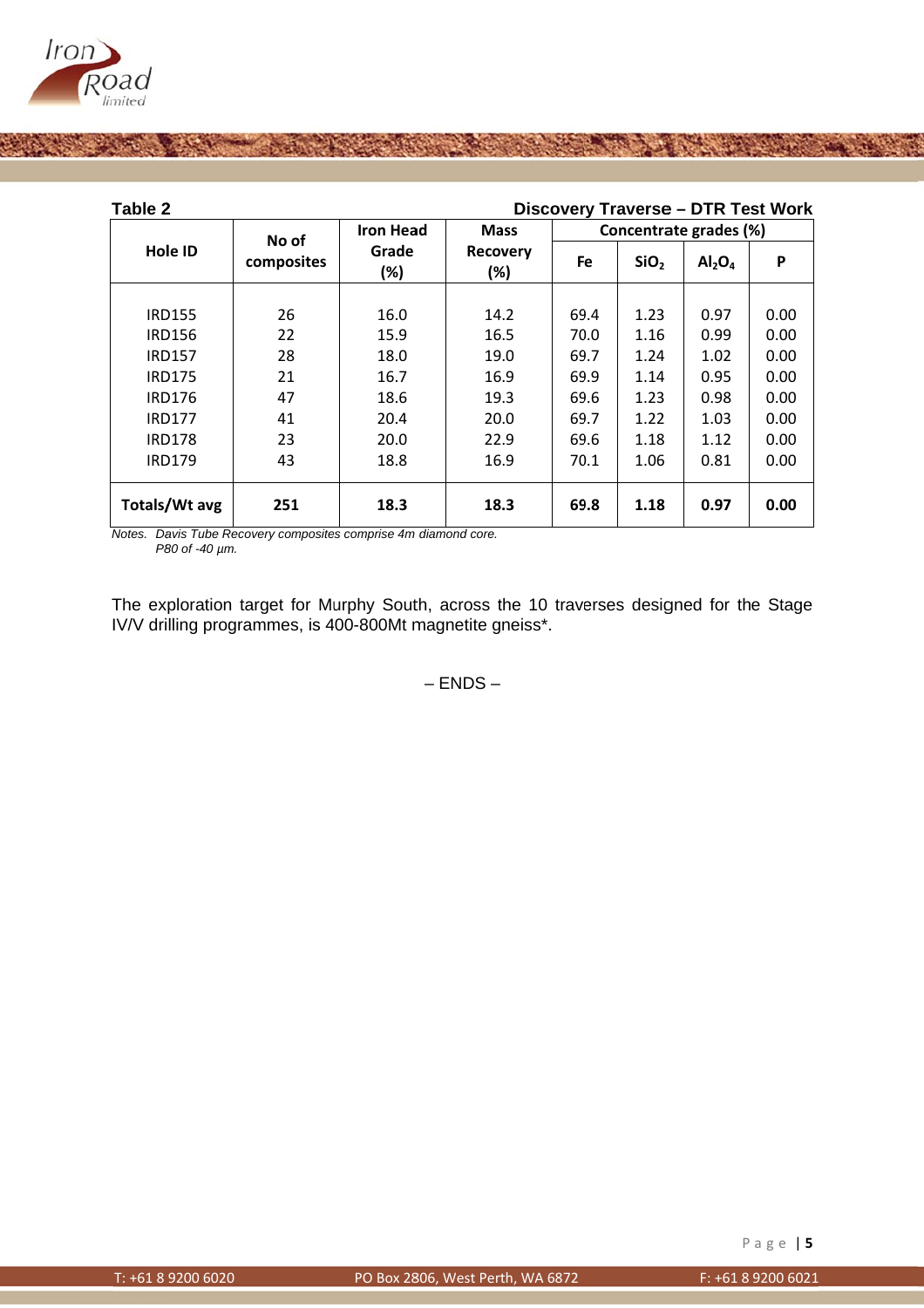**Table 2** **Discovery Traverse – DTR Test Work**

| Hole ID | No of composites | Iron Head Grade (%) | Mass Recovery (%) | Concentrate grades (%) | | | |
|---|---|---|---|---|---|---|---|
| | | | | Fe | $SiO_2$ | $Al_2O_4$ | P |
| IRD155 | 26 | 16.0 | 14.2 | 69.4 | 1.23 | 0.97 | 0.00 |
| IRD156 | 22 | 15.9 | 16.5 | 70.0 | 1.16 | 0.99 | 0.00 |
| IRD157 | 28 | 18.0 | 19.0 | 69.7 | 1.24 | 1.02 | 0.00 |
| IRD175 | 21 | 16.7 | 16.9 | 69.9 | 1.14 | 0.95 | 0.00 |
| IRD176 | 47 | 18.6 | 19.3 | 69.6 | 1.23 | 0.98 | 0.00 |
| IRD177 | 41 | 20.4 | 20.0 | 69.7 | 1.22 | 1.03 | 0.00 |
| IRD178 | 23 | 20.0 | 22.9 | 69.6 | 1.18 | 1.12 | 0.00 |
| IRD179 | 43 | 18.8 | 16.9 | 70.1 | 1.06 | 0.81 | 0.00 |
| **Totals/Wt avg** | **251** | **18.3** | **18.3** | **69.8** | **1.18** | **0.97** | **0.00** |

*Notes. Davis Tube Recovery composites comprise 4m diamond core.*
*P80 of -40 µm.*

The exploration target for Murphy South, across the 10 traverses designed for the Stage IV/V drilling programmes, is 400-800Mt magnetite gneiss*.

– ENDS –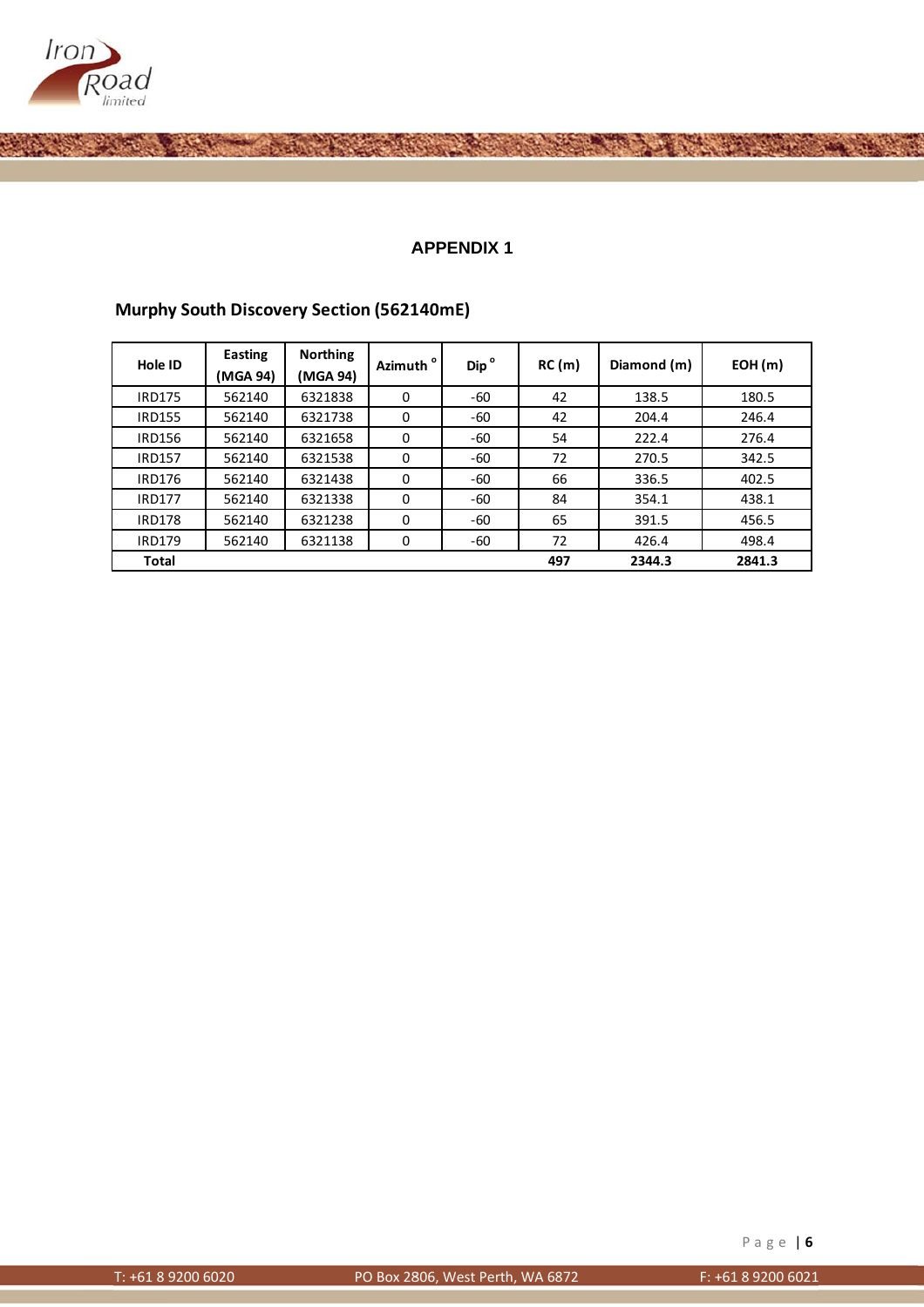# APPENDIX 1

## Murphy South Discovery Section (562140mE)

| Hole ID | Easting (MGA 94) | Northing (MGA 94) | Azimuth ° | Dip ° | RC (m) | Diamond (m) | EOH (m) |
|---|---|---|---|---|---|---|---|
| IRD175 | 562140 | 6321838 | 0 | -60 | 42 | 138.5 | 180.5 |
| IRD155 | 562140 | 6321738 | 0 | -60 | 42 | 204.4 | 246.4 |
| IRD156 | 562140 | 6321658 | 0 | -60 | 54 | 222.4 | 276.4 |
| IRD157 | 562140 | 6321538 | 0 | -60 | 72 | 270.5 | 342.5 |
| IRD176 | 562140 | 6321438 | 0 | -60 | 66 | 336.5 | 402.5 |
| IRD177 | 562140 | 6321338 | 0 | -60 | 84 | 354.1 | 438.1 |
| IRD178 | 562140 | 6321238 | 0 | -60 | 65 | 391.5 | 456.5 |
| IRD179 | 562140 | 6321138 | 0 | -60 | 72 | 426.4 | 498.4 |
| **Total** | | | | | **497** | **2344.3** | **2841.3** |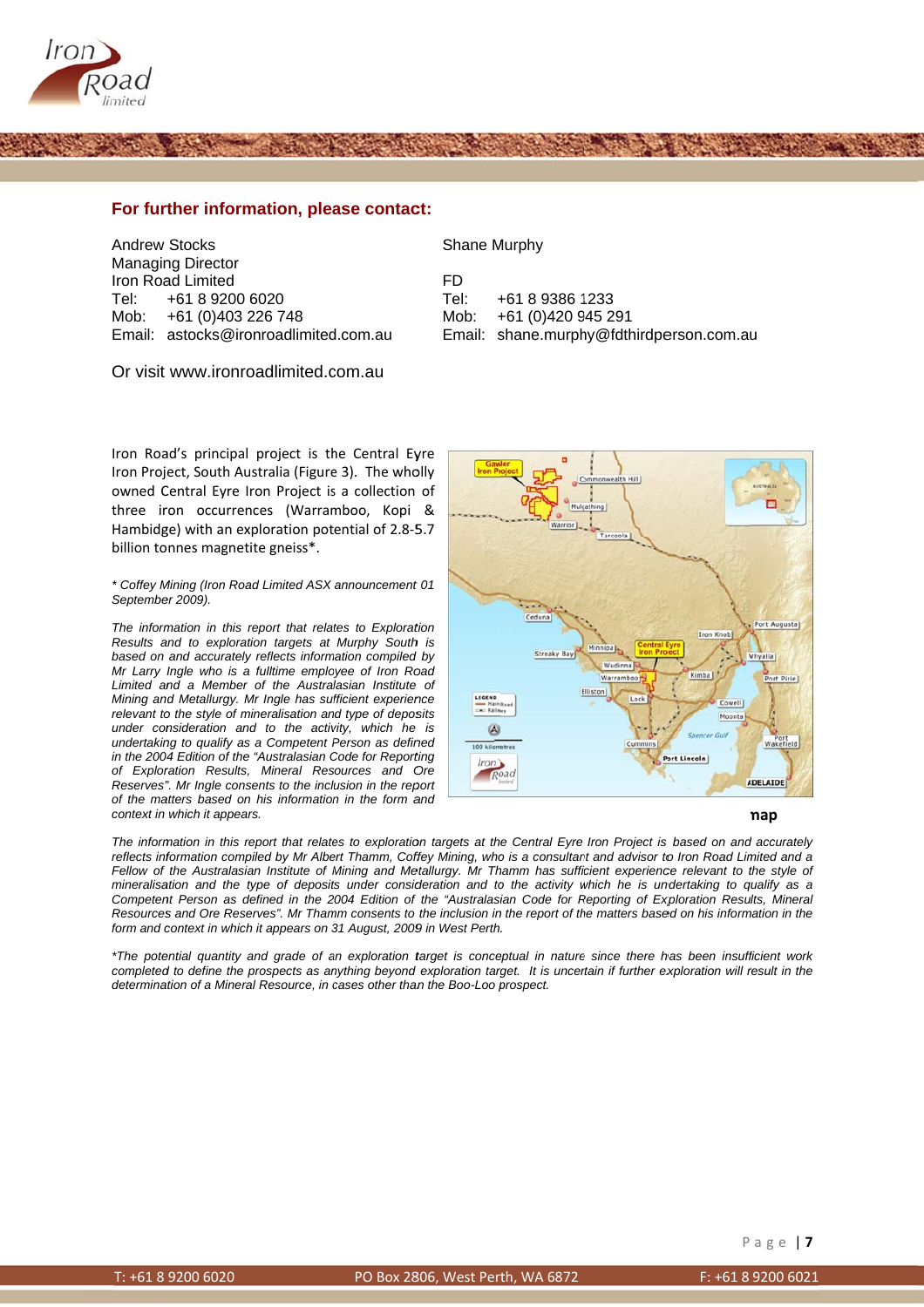## For further information, please contact:

Andrew Stocks
Managing Director
Iron Road Limited
Tel: +61 8 9200 6020
Mob: +61 (0)403 226 748
Email: astocks@ironroadlimited.com.au

Shane Murphy

FD
Tel: +61 8 9386 1233
Mob: +61 (0)420 945 291
Email: shane.murphy@fdthirdperson.com.au

Or visit www.ironroadlimited.com.au

Iron Road's principal project is the Central Eyre Iron Project, South Australia (Figure 3). The wholly owned Central Eyre Iron Project is a collection of three iron occurrences (Warramboo, Kopi & Hambidge) with an exploration potential of 2.8-5.7 billion tonnes magnetite gneiss*.

*\* Coffey Mining (Iron Road Limited ASX announcement 01 September 2009).*

*The information in this report that relates to Exploration Results and to exploration targets at Murphy South is based on and accurately reflects information compiled by Mr Larry Ingle who is a fulltime employee of Iron Road Limited and a Member of the Australasian Institute of Mining and Metallurgy. Mr Ingle has sufficient experience relevant to the style of mineralisation and type of deposits under consideration and to the activity, which he is undertaking to qualify as a Competent Person as defined in the 2004 Edition of the "Australasian Code for Reporting of Exploration Results, Mineral Resources and Ore Reserves". Mr Ingle consents to the inclusion in the report of the matters based on his information in the form and context in which it appears.*

Gawler Iron Project
Commonwealth Hill
Mulgathing
Warrior
Tarcoola
AUSTRALIA
Ceduna
Port Augusta
Iron Knob
Streaky Bay
Minnipa
Central Eyre Iron Project
Whyalla
Wudinna
Warramboo
Kimba
Port Pirie
Elliston
Lock
Cowell
Moonta
LEGEND
Main Road
Railway
Spencer Gulf
100 kilometres
Cummins
Port Wakefield
Port Lincoln
ADELAIDE

**map**

*The information in this report that relates to exploration targets at the Central Eyre Iron Project is based on and accurately reflects information compiled by Mr Albert Thamm, Coffey Mining, who is a consultant and advisor to Iron Road Limited and a Fellow of the Australasian Institute of Mining and Metallurgy. Mr Thamm has sufficient experience relevant to the style of mineralisation and the type of deposits under consideration and to the activity which he is undertaking to qualify as a Competent Person as defined in the 2004 Edition of the "Australasian Code for Reporting of Exploration Results, Mineral Resources and Ore Reserves". Mr Thamm consents to the inclusion in the report of the matters based on his information in the form and context in which it appears on 31 August, 2009 in West Perth.*

*\*The potential quantity and grade of an exploration target is conceptual in nature since there has been insufficient work completed to define the prospects as anything beyond exploration target. It is uncertain if further exploration will result in the determination of a Mineral Resource, in cases other than the Boo-Loo prospect.*